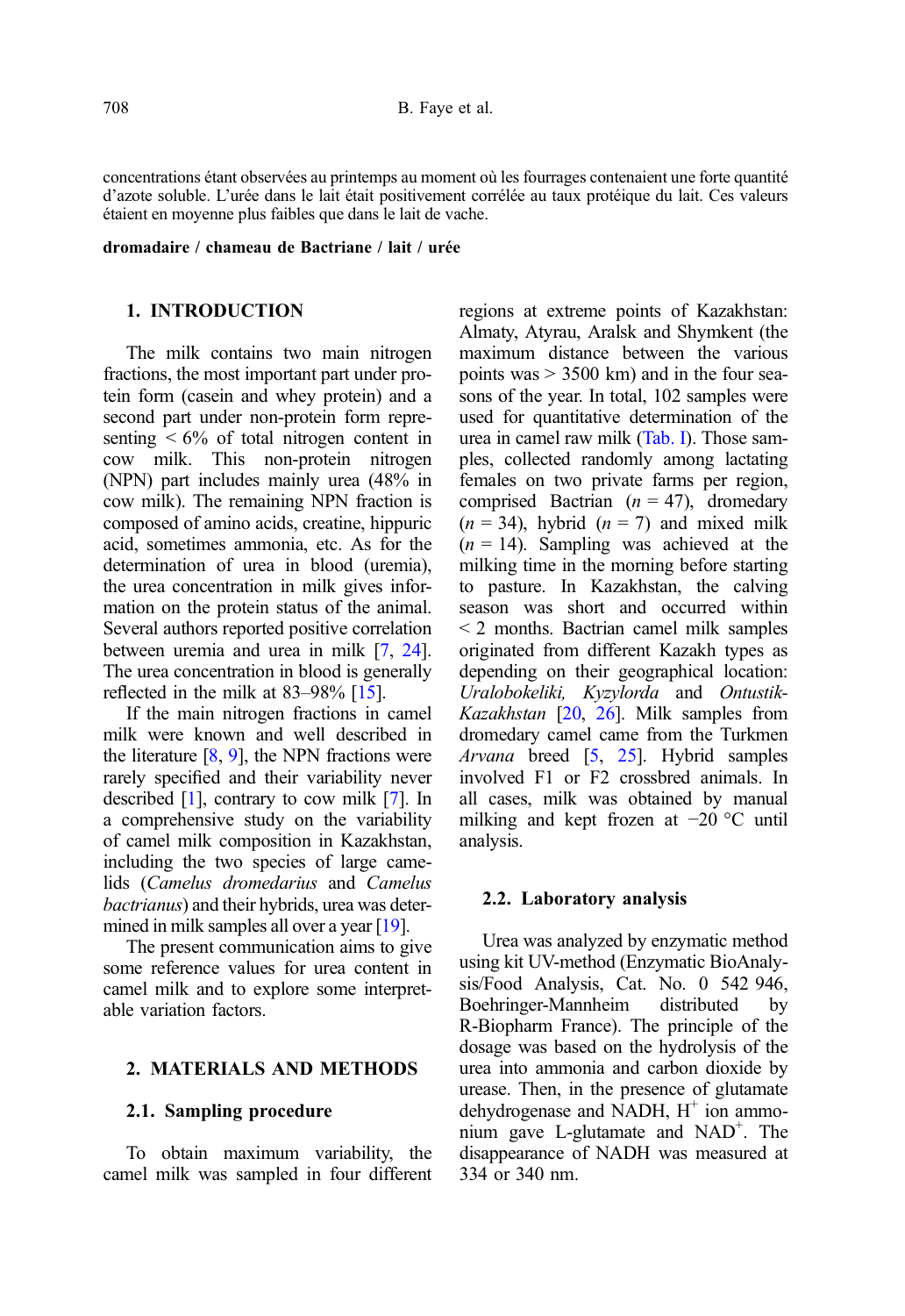concentrations étant observées au printemps au moment où les fourrages contenaient une forte quantité d'azote soluble. L'urée dans le lait était positivement corrélée au taux protéique du lait. Ces valeurs étaient en moyenne plus faibles que dans le lait de vache.

**dromadaire / chameau de Bactriane / lait / urée**

## 1. INTRODUCTION

The milk contains two main nitrogen fractions, the most important part under protein form (casein and whey protein) and a second part under non-protein form representing < 6% of total nitrogen content in cow milk. This non-protein nitrogen (NPN) part includes mainly urea (48% in cow milk). The remaining NPN fraction is composed of amino acids, creatine, hippuric acid, sometimes ammonia, etc. As for the determination of urea in blood (uremia), the urea concentration in milk gives information on the protein status of the animal. Several authors reported positive correlation between uremia and urea in milk [7, 24]. The urea concentration in blood is generally reflected in the milk at 83–98% [15].

If the main nitrogen fractions in camel milk were known and well described in the literature [8, 9], the NPN fractions were rarely specified and their variability never described [1], contrary to cow milk [7]. In a comprehensive study on the variability of camel milk composition in Kazakhstan, including the two species of large camelids (*Camelus dromedarius* and *Camelus bactrianus*) and their hybrids, urea was determined in milk samples all over a year [19].

The present communication aims to give some reference values for urea content in camel milk and to explore some interpretable variation factors.

## 2. MATERIALS AND METHODS

### 2.1. Sampling procedure

To obtain maximum variability, the camel milk was sampled in four different regions at extreme points of Kazakhstan: Almaty, Atyrau, Aralsk and Shymkent (the maximum distance between the various points was > 3500 km) and in the four seasons of the year. In total, 102 samples were used for quantitative determination of the urea in camel raw milk (Tab. I). Those samples, collected randomly among lactating females on two private farms per region, comprised Bactrian ($n = 47$), dromedary ($n = 34$), hybrid ($n = 7$) and mixed milk ($n = 14$). Sampling was achieved at the milking time in the morning before starting to pasture. In Kazakhstan, the calving season was short and occurred within < 2 months. Bactrian camel milk samples originated from different Kazakh types as depending on their geographical location: *Uralobokeliki, Kyzylorda* and *Ontustik-Kazakhstan* [20, 26]. Milk samples from dromedary camel came from the Turkmen *Arvana* breed [5, 25]. Hybrid samples involved F1 or F2 crossbred animals. In all cases, milk was obtained by manual milking and kept frozen at −20 °C until analysis.

### 2.2. Laboratory analysis

Urea was analyzed by enzymatic method using kit UV-method (Enzymatic BioAnalysis/Food Analysis, Cat. No. 0 542 946, Boehringer-Mannheim distributed by R-Biopharm France). The principle of the dosage was based on the hydrolysis of the urea into ammonia and carbon dioxide by urease. Then, in the presence of glutamate dehydrogenase and NADH, $H^+$ ion ammonium gave L-glutamate and $NAD^+$. The disappearance of NADH was measured at 334 or 340 nm.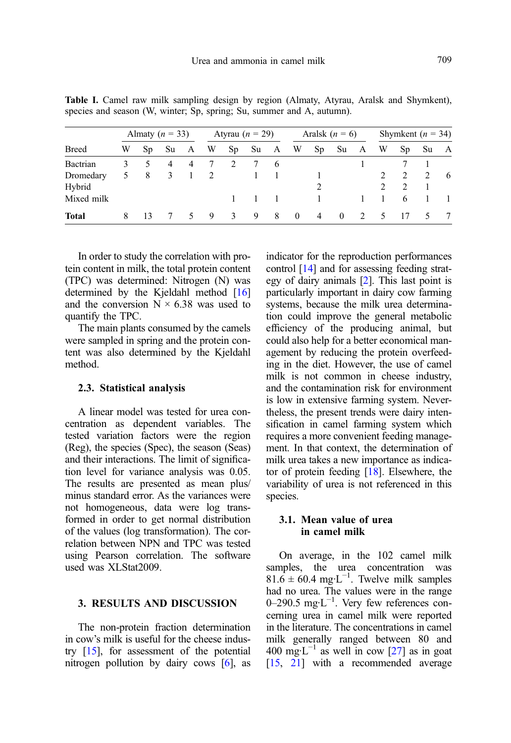**Table I.** Camel raw milk sampling design by region (Almaty, Atyrau, Aralsk and Shymkent), species and season (W, winter; Sp, spring; Su, summer and A, autumn).

| | Almaty ($n$ = 33) | | | | Atyrau ($n$ = 29) | | | | Aralsk ($n$ = 6) | | | | Shymkent ($n$ = 34) | | | |
|---|---|---|---|---|---|---|---|---|---|---|---|---|---|---|---|---|
| Breed | W | Sp | Su | A | W | Sp | Su | A | W | Sp | Su | A | W | Sp | Su | A |
| Bactrian | 3 | 5 | 4 | 4 | 7 | 2 | 7 | 6 | | | | 1 | | 7 | 1 | |
| Dromedary | 5 | 8 | 3 | 1 | 2 | | 1 | 1 | | 1 | | | 2 | 2 | 2 | 6 |
| Hybrid | | | | | | | | | | 2 | | | 2 | 2 | 1 | |
| Mixed milk | | | | | | 1 | 1 | 1 | | 1 | | 1 | 1 | 6 | 1 | 1 |
| **Total** | 8 | 13 | 7 | 5 | 9 | 3 | 9 | 8 | 0 | 4 | 0 | 2 | 5 | 17 | 5 | 7 |

In order to study the correlation with protein content in milk, the total protein content (TPC) was determined: Nitrogen (N) was determined by the Kjeldahl method [16] and the conversion N × 6.38 was used to quantify the TPC.

The main plants consumed by the camels were sampled in spring and the protein content was also determined by the Kjeldahl method.

### 2.3. Statistical analysis

A linear model was tested for urea concentration as dependent variables. The tested variation factors were the region (Reg), the species (Spec), the season (Seas) and their interactions. The limit of signification level for variance analysis was 0.05. The results are presented as mean plus/minus standard error. As the variances were not homogeneous, data were log transformed in order to get normal distribution of the values (log transformation). The correlation between NPN and TPC was tested using Pearson correlation. The software used was XLStat2009.

## 3. RESULTS AND DISCUSSION

The non-protein fraction determination in cow's milk is useful for the cheese industry [15], for assessment of the potential nitrogen pollution by dairy cows [6], as indicator for the reproduction performances control [14] and for assessing feeding strategy of dairy animals [2]. This last point is particularly important in dairy cow farming systems, because the milk urea determination could improve the general metabolic efficiency of the producing animal, but could also help for a better economical management by reducing the protein overfeeding in the diet. However, the use of camel milk is not common in cheese industry, and the contamination risk for environment is low in extensive farming system. Nevertheless, the present trends were dairy intensification in camel farming system which requires a more convenient feeding management. In that context, the determination of milk urea takes a new importance as indicator of protein feeding [18]. Elsewhere, the variability of urea is not referenced in this species.

### 3.1. Mean value of urea in camel milk

On average, in the 102 camel milk samples, the urea concentration was $81.6 \pm 60.4$ mg·L$^{-1}$. Twelve milk samples had no urea. The values were in the range 0–290.5 mg·L$^{-1}$. Very few references concerning urea in camel milk were reported in the literature. The concentrations in camel milk generally ranged between 80 and 400 mg·L$^{-1}$ as well in cow [27] as in goat [15, 21] with a recommended average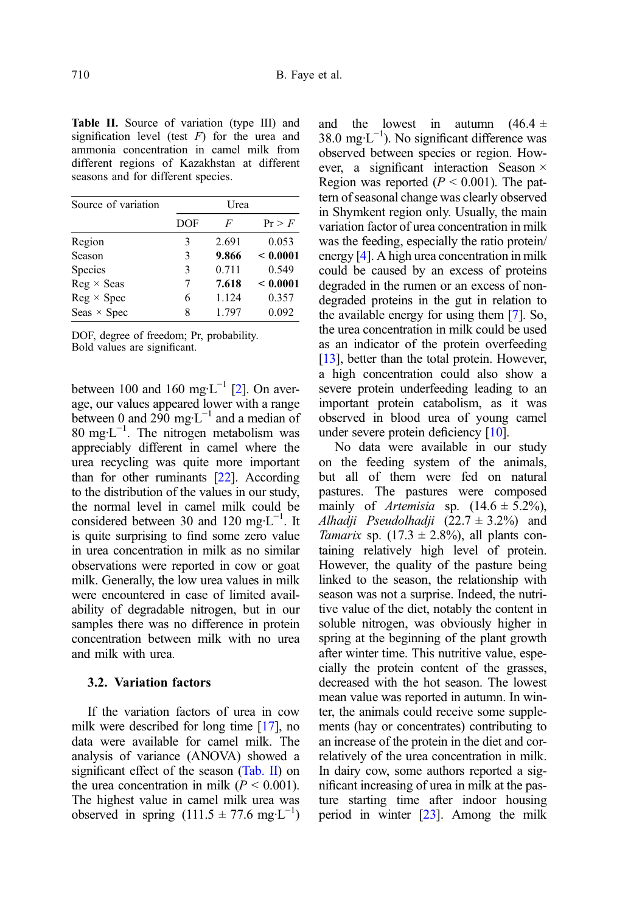**Table II.** Source of variation (type III) and signification level (test *F*) for the urea and ammonia concentration in camel milk from different regions of Kazakhstan at different seasons and for different species.

| Source of variation | Urea | | |
|---|---|---|---|
| | DOF | *F* | Pr > *F* |
| Region | 3 | 2.691 | 0.053 |
| Season | 3 | **9.866** | **< 0.0001** |
| Species | 3 | 0.711 | 0.549 |
| Reg × Seas | 7 | **7.618** | **< 0.0001** |
| Reg × Spec | 6 | 1.124 | 0.357 |
| Seas × Spec | 8 | 1.797 | 0.092 |

DOF, degree of freedom; Pr, probability.
Bold values are significant.

between 100 and 160 $mg \cdot L^{-1}$ [2]. On average, our values appeared lower with a range between 0 and 290 $mg \cdot L^{-1}$ and a median of 80 $mg \cdot L^{-1}$. The nitrogen metabolism was appreciably different in camel where the urea recycling was quite more important than for other ruminants [22]. According to the distribution of the values in our study, the normal level in camel milk could be considered between 30 and 120 $mg \cdot L^{-1}$. It is quite surprising to find some zero value in urea concentration in milk as no similar observations were reported in cow or goat milk. Generally, the low urea values in milk were encountered in case of limited availability of degradable nitrogen, but in our samples there was no difference in protein concentration between milk with no urea and milk with urea.

### 3.2. Variation factors

If the variation factors of urea in cow milk were described for long time [17], no data were available for camel milk. The analysis of variance (ANOVA) showed a significant effect of the season (Tab. II) on the urea concentration in milk ($P < 0.001$). The highest value in camel milk urea was observed in spring ($111.5 \pm 77.6$ $mg \cdot L^{-1}$) and the lowest in autumn ($46.4 \pm 38.0$ $mg \cdot L^{-1}$). No significant difference was observed between species or region. However, a significant interaction Season × Region was reported ($P < 0.001$). The pattern of seasonal change was clearly observed in Shymkent region only. Usually, the main variation factor of urea concentration in milk was the feeding, especially the ratio protein/energy [4]. A high urea concentration in milk could be caused by an excess of proteins degraded in the rumen or an excess of non-degraded proteins in the gut in relation to the available energy for using them [7]. So, the urea concentration in milk could be used as an indicator of the protein overfeeding [13], better than the total protein. However, a high concentration could also show a severe protein underfeeding leading to an important protein catabolism, as it was observed in blood urea of young camel under severe protein deficiency [10].

No data were available in our study on the feeding system of the animals, but all of them were fed on natural pastures. The pastures were composed mainly of *Artemisia* sp. ($14.6 \pm 5.2\%$), *Alhadji Pseudolhadji* ($22.7 \pm 3.2\%$) and *Tamarix* sp. ($17.3 \pm 2.8\%$), all plants containing relatively high level of protein. However, the quality of the pasture being linked to the season, the relationship with season was not a surprise. Indeed, the nutritive value of the diet, notably the content in soluble nitrogen, was obviously higher in spring at the beginning of the plant growth after winter time. This nutritive value, especially the protein content of the grasses, decreased with the hot season. The lowest mean value was reported in autumn. In winter, the animals could receive some supplements (hay or concentrates) contributing to an increase of the protein in the diet and correlatively of the urea concentration in milk. In dairy cow, some authors reported a significant increasing of urea in milk at the pasture starting time after indoor housing period in winter [23]. Among the milk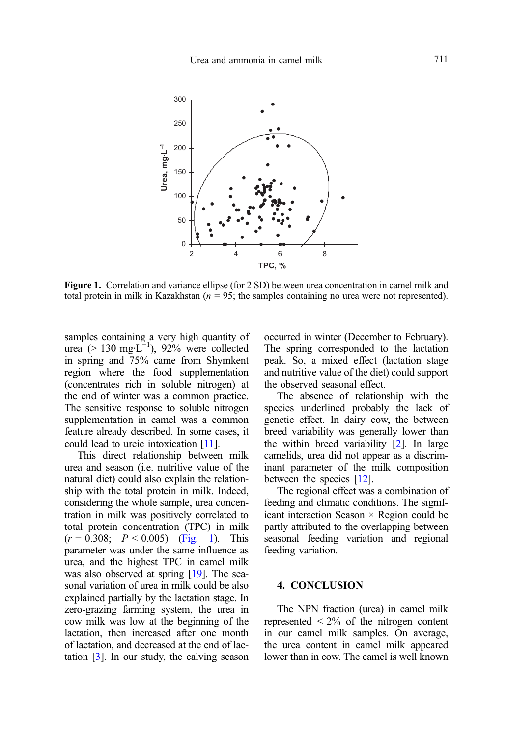**Figure 1.** Correlation and variance ellipse (for 2 SD) between urea concentration in camel milk and total protein in milk in Kazakhstan ($n$ = 95; the samples containing no urea were not represented).

samples containing a very high quantity of urea (> 130 mg·L$^{-1}$), 92% were collected in spring and 75% came from Shymkent region where the food supplementation (concentrates rich in soluble nitrogen) at the end of winter was a common practice. The sensitive response to soluble nitrogen supplementation in camel was a common feature already described. In some cases, it could lead to ureic intoxication [11].

This direct relationship between milk urea and season (i.e. nutritive value of the natural diet) could also explain the relationship with the total protein in milk. Indeed, considering the whole sample, urea concentration in milk was positively correlated to total protein concentration (TPC) in milk ($r = 0.308$; $P < 0.005$) (Fig. 1). This parameter was under the same influence as urea, and the highest TPC in camel milk was also observed at spring [19]. The seasonal variation of urea in milk could be also explained partially by the lactation stage. In zero-grazing farming system, the urea in cow milk was low at the beginning of the lactation, then increased after one month of lactation, and decreased at the end of lactation [3]. In our study, the calving season occurred in winter (December to February). The spring corresponded to the lactation peak. So, a mixed effect (lactation stage and nutritive value of the diet) could support the observed seasonal effect.

The absence of relationship with the species underlined probably the lack of genetic effect. In dairy cow, the between breed variability was generally lower than the within breed variability [2]. In large camelids, urea did not appear as a discriminant parameter of the milk composition between the species [12].

The regional effect was a combination of feeding and climatic conditions. The significant interaction Season × Region could be partly attributed to the overlapping between seasonal feeding variation and regional feeding variation.

## 4. CONCLUSION

The NPN fraction (urea) in camel milk represented < 2% of the nitrogen content in our camel milk samples. On average, the urea content in camel milk appeared lower than in cow. The camel is well known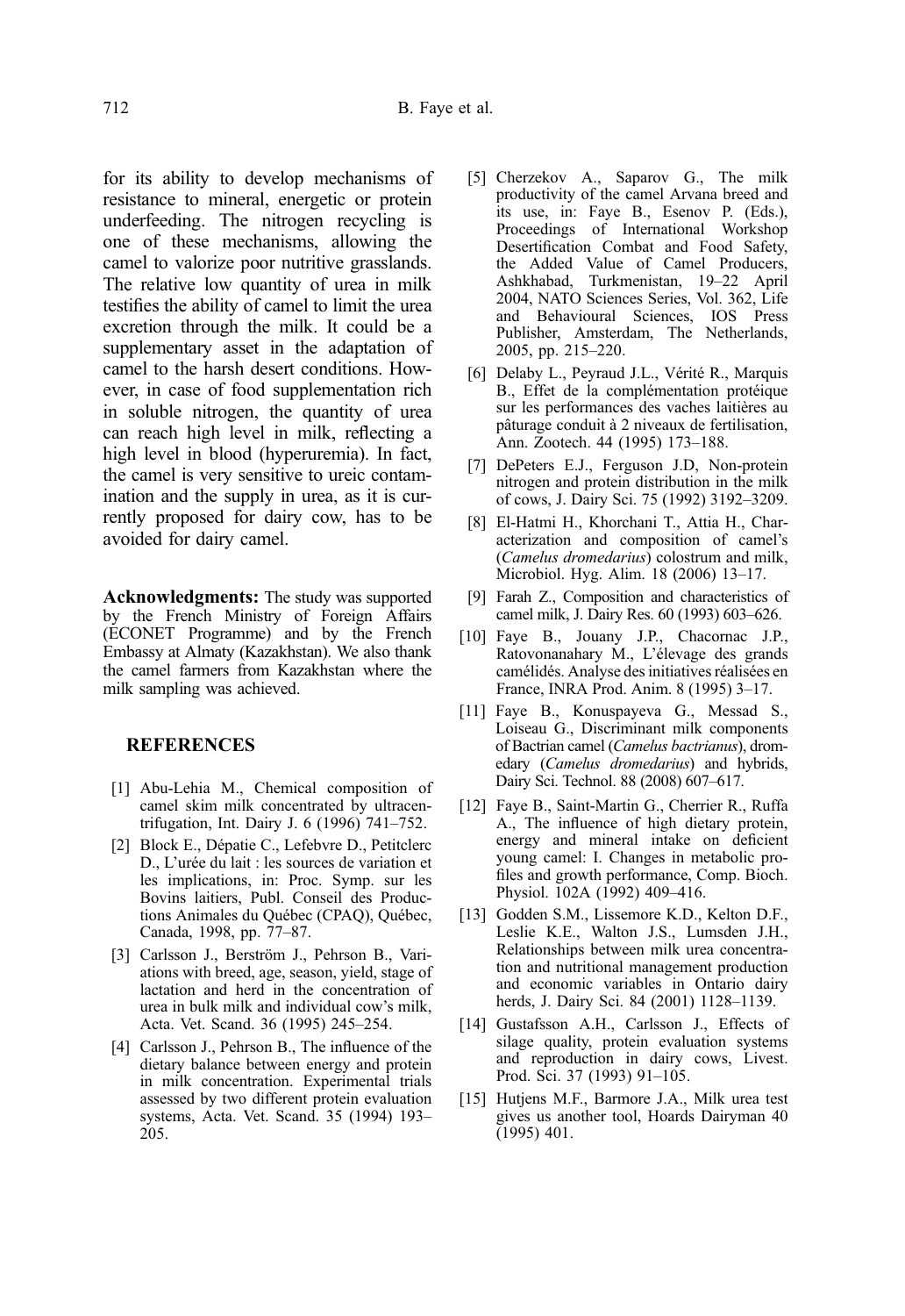for its ability to develop mechanisms of resistance to mineral, energetic or protein underfeeding. The nitrogen recycling is one of these mechanisms, allowing the camel to valorize poor nutritive grasslands. The relative low quantity of urea in milk testifies the ability of camel to limit the urea excretion through the milk. It could be a supplementary asset in the adaptation of camel to the harsh desert conditions. However, in case of food supplementation rich in soluble nitrogen, the quantity of urea can reach high level in milk, reflecting a high level in blood (hyperuremia). In fact, the camel is very sensitive to ureic contamination and the supply in urea, as it is currently proposed for dairy cow, has to be avoided for dairy camel.

**Acknowledgments:** The study was supported by the French Ministry of Foreign Affairs (ECONET Programme) and by the French Embassy at Almaty (Kazakhstan). We also thank the camel farmers from Kazakhstan where the milk sampling was achieved.

## REFERENCES

[1] Abu-Lehia M., Chemical composition of camel skim milk concentrated by ultracentrifugation, Int. Dairy J. 6 (1996) 741–752.

[2] Block E., Dépatie C., Lefebvre D., Petitclerc D., L'urée du lait : les sources de variation et les implications, in: Proc. Symp. sur les Bovins laitiers, Publ. Conseil des Productions Animales du Québec (CPAQ), Québec, Canada, 1998, pp. 77–87.

[3] Carlsson J., Berström J., Pehrson B., Variations with breed, age, season, yield, stage of lactation and herd in the concentration of urea in bulk milk and individual cow's milk, Acta. Vet. Scand. 36 (1995) 245–254.

[4] Carlsson J., Pehrson B., The influence of the dietary balance between energy and protein in milk concentration. Experimental trials assessed by two different protein evaluation systems, Acta. Vet. Scand. 35 (1994) 193–205.

[5] Cherzekov A., Saparov G., The milk productivity of the camel Arvana breed and its use, in: Faye B., Esenov P. (Eds.), Proceedings of International Workshop Desertification Combat and Food Safety, the Added Value of Camel Producers, Ashkhabad, Turkmenistan, 19–22 April 2004, NATO Sciences Series, Vol. 362, Life and Behavioural Sciences, IOS Press Publisher, Amsterdam, The Netherlands, 2005, pp. 215–220.

[6] Delaby L., Peyraud J.L., Vérité R., Marquis B., Effet de la complémentation protéique sur les performances des vaches laitières au pâturage conduit à 2 niveaux de fertilisation, Ann. Zootech. 44 (1995) 173–188.

[7] DePeters E.J., Ferguson J.D, Non-protein nitrogen and protein distribution in the milk of cows, J. Dairy Sci. 75 (1992) 3192–3209.

[8] El-Hatmi H., Khorchani T., Attia H., Characterization and composition of camel's (*Camelus dromedarius*) colostrum and milk, Microbiol. Hyg. Alim. 18 (2006) 13–17.

[9] Farah Z., Composition and characteristics of camel milk, J. Dairy Res. 60 (1993) 603–626.

[10] Faye B., Jouany J.P., Chacornac J.P., Ratovonanahary M., L'élevage des grands camélidés. Analyse des initiatives réalisées en France, INRA Prod. Anim. 8 (1995) 3–17.

[11] Faye B., Konuspayeva G., Messad S., Loiseau G., Discriminant milk components of Bactrian camel (*Camelus bactrianus*), dromedary (*Camelus dromedarius*) and hybrids, Dairy Sci. Technol. 88 (2008) 607–617.

[12] Faye B., Saint-Martin G., Cherrier R., Ruffa A., The influence of high dietary protein, energy and mineral intake on deficient young camel: I. Changes in metabolic profiles and growth performance, Comp. Bioch. Physiol. 102A (1992) 409–416.

[13] Godden S.M., Lissemore K.D., Kelton D.F., Leslie K.E., Walton J.S., Lumsden J.H., Relationships between milk urea concentration and nutritional management production and economic variables in Ontario dairy herds, J. Dairy Sci. 84 (2001) 1128–1139.

[14] Gustafsson A.H., Carlsson J., Effects of silage quality, protein evaluation systems and reproduction in dairy cows, Livest. Prod. Sci. 37 (1993) 91–105.

[15] Hutjens M.F., Barmore J.A., Milk urea test gives us another tool, Hoards Dairyman 40 (1995) 401.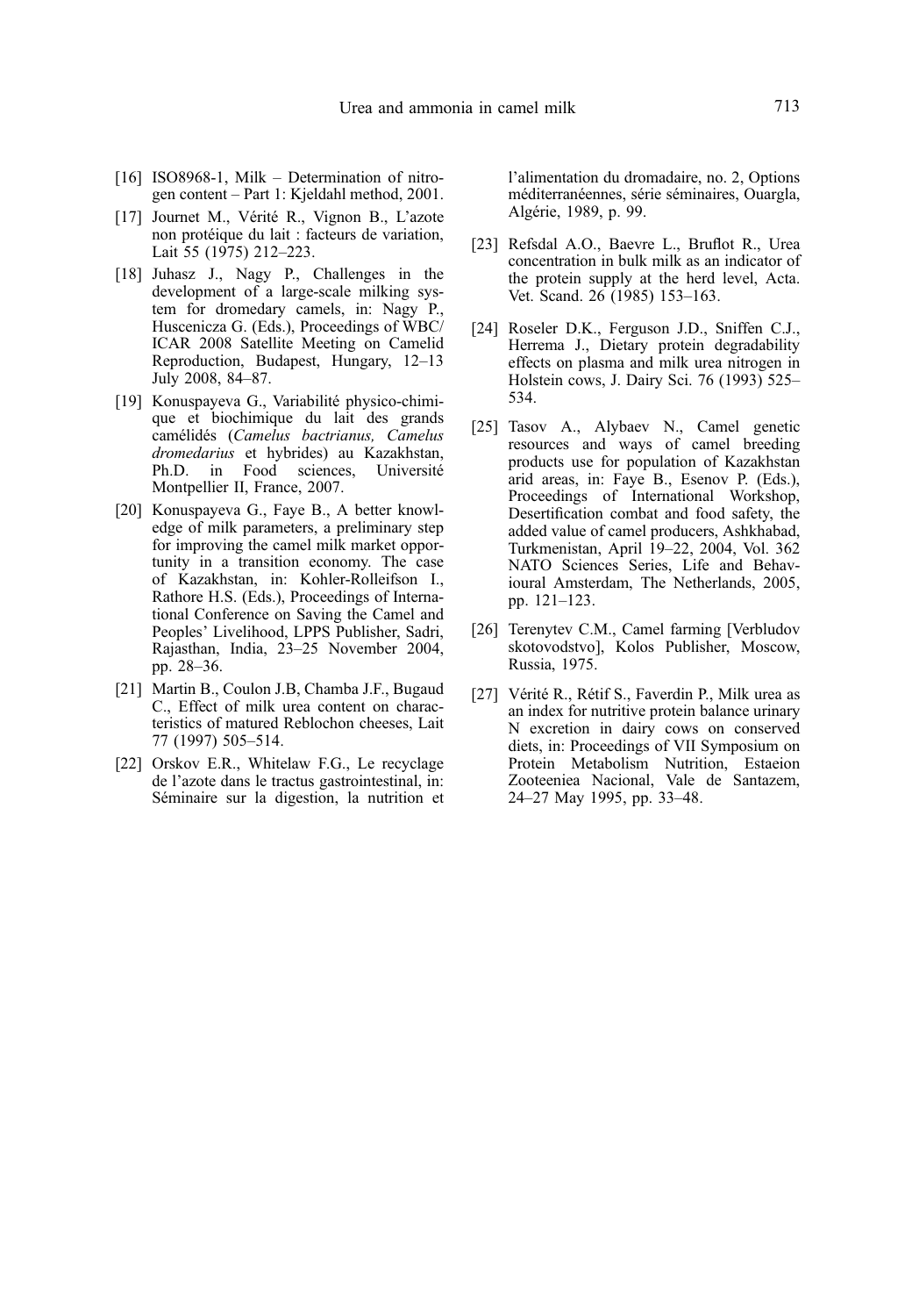[16] ISO8968-1, Milk – Determination of nitrogen content – Part 1: Kjeldahl method, 2001.

[17] Journet M., Vérité R., Vignon B., L'azote non protéique du lait : facteurs de variation, Lait 55 (1975) 212–223.

[18] Juhasz J., Nagy P., Challenges in the development of a large-scale milking system for dromedary camels, in: Nagy P., Huscenicza G. (Eds.), Proceedings of WBC/ICAR 2008 Satellite Meeting on Camelid Reproduction, Budapest, Hungary, 12–13 July 2008, 84–87.

[19] Konuspayeva G., Variabilité physico-chimique et biochimique du lait des grands camélidés (*Camelus bactrianus, Camelus dromedarius* et hybrides) au Kazakhstan, Ph.D. in Food sciences, Université Montpellier II, France, 2007.

[20] Konuspayeva G., Faye B., A better knowledge of milk parameters, a preliminary step for improving the camel milk market opportunity in a transition economy. The case of Kazakhstan, in: Kohler-Rolleifson I., Rathore H.S. (Eds.), Proceedings of International Conference on Saving the Camel and Peoples' Livelihood, LPPS Publisher, Sadri, Rajasthan, India, 23–25 November 2004, pp. 28–36.

[21] Martin B., Coulon J.B, Chamba J.F., Bugaud C., Effect of milk urea content on characteristics of matured Reblochon cheeses, Lait 77 (1997) 505–514.

[22] Orskov E.R., Whitelaw F.G., Le recyclage de l'azote dans le tractus gastrointestinal, in: Séminaire sur la digestion, la nutrition et l'alimentation du dromadaire, no. 2, Options méditerranéennes, série séminaires, Ouargla, Algérie, 1989, p. 99.

[23] Refsdal A.O., Baevre L., Bruflot R., Urea concentration in bulk milk as an indicator of the protein supply at the herd level, Acta. Vet. Scand. 26 (1985) 153–163.

[24] Roseler D.K., Ferguson J.D., Sniffen C.J., Herrema J., Dietary protein degradability effects on plasma and milk urea nitrogen in Holstein cows, J. Dairy Sci. 76 (1993) 525–534.

[25] Tasov A., Alybaev N., Camel genetic resources and ways of camel breeding products use for population of Kazakhstan arid areas, in: Faye B., Esenov P. (Eds.), Proceedings of International Workshop, Desertification combat and food safety, the added value of camel producers, Ashkhabad, Turkmenistan, April 19–22, 2004, Vol. 362 NATO Sciences Series, Life and Behavioural Amsterdam, The Netherlands, 2005, pp. 121–123.

[26] Terenytev C.M., Camel farming [Verbludov skotovodstvo], Kolos Publisher, Moscow, Russia, 1975.

[27] Vérité R., Rétif S., Faverdin P., Milk urea as an index for nutritive protein balance urinary N excretion in dairy cows on conserved diets, in: Proceedings of VII Symposium on Protein Metabolism Nutrition, Estaeion Zooteeniea Nacional, Vale de Santazem, 24–27 May 1995, pp. 33–48.